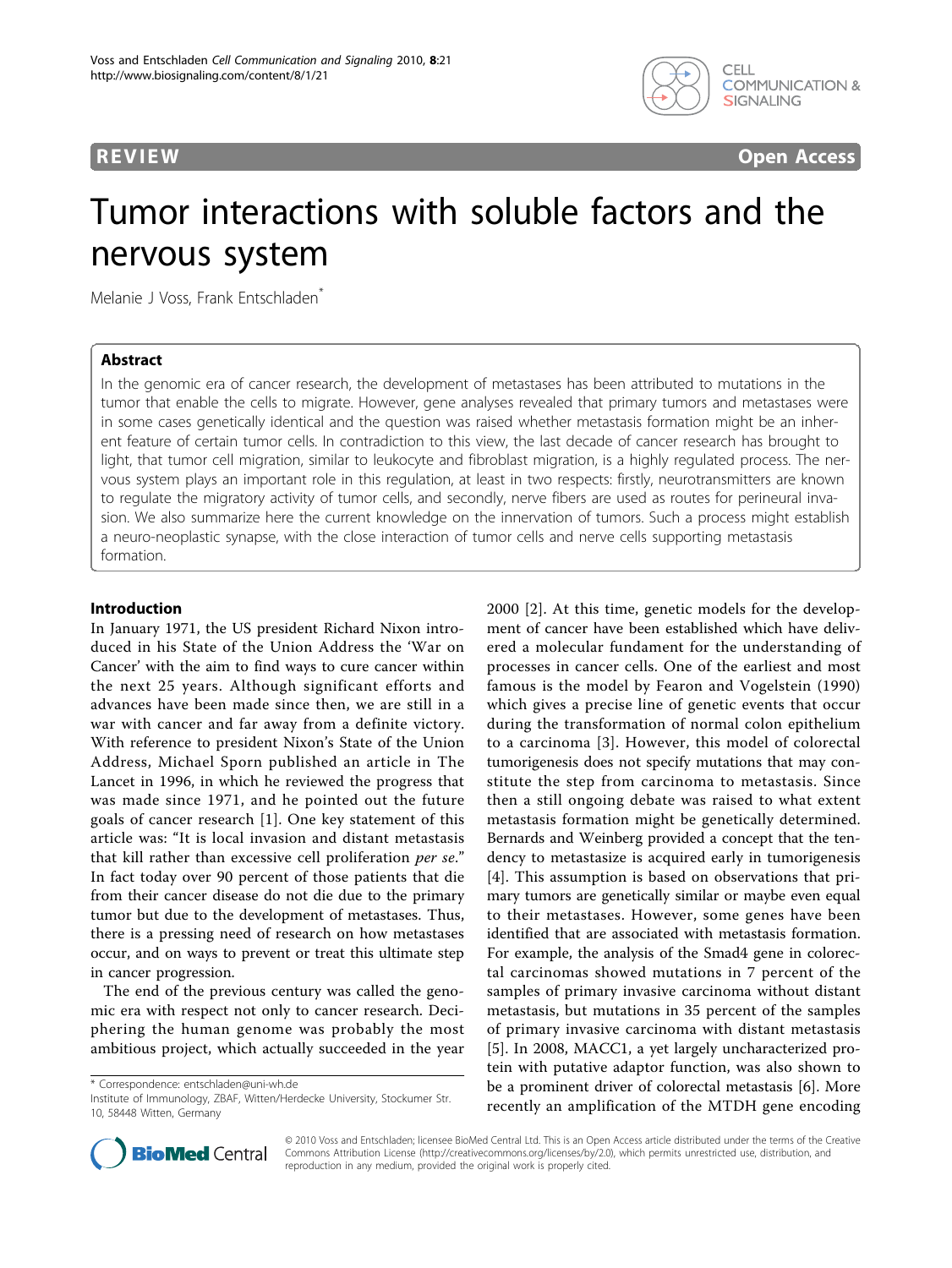**REVIEW** **Open Access**

# Tumor interactions with soluble factors and the nervous system

Melanie J Voss, Frank Entschladen*

## Abstract

In the genomic era of cancer research, the development of metastases has been attributed to mutations in the tumor that enable the cells to migrate. However, gene analyses revealed that primary tumors and metastases were in some cases genetically identical and the question was raised whether metastasis formation might be an inherent feature of certain tumor cells. In contradiction to this view, the last decade of cancer research has brought to light, that tumor cell migration, similar to leukocyte and fibroblast migration, is a highly regulated process. The nervous system plays an important role in this regulation, at least in two respects: firstly, neurotransmitters are known to regulate the migratory activity of tumor cells, and secondly, nerve fibers are used as routes for perineural invasion. We also summarize here the current knowledge on the innervation of tumors. Such a process might establish a neuro-neoplastic synapse, with the close interaction of tumor cells and nerve cells supporting metastasis formation.

## Introduction

In January 1971, the US president Richard Nixon introduced in his State of the Union Address the 'War on Cancer' with the aim to find ways to cure cancer within the next 25 years. Although significant efforts and advances have been made since then, we are still in a war with cancer and far away from a definite victory. With reference to president Nixon's State of the Union Address, Michael Sporn published an article in The Lancet in 1996, in which he reviewed the progress that was made since 1971, and he pointed out the future goals of cancer research [1]. One key statement of this article was: "It is local invasion and distant metastasis that kill rather than excessive cell proliferation *per se*." In fact today over 90 percent of those patients that die from their cancer disease do not die due to the primary tumor but due to the development of metastases. Thus, there is a pressing need of research on how metastases occur, and on ways to prevent or treat this ultimate step in cancer progression.

The end of the previous century was called the genomic era with respect not only to cancer research. Deciphering the human genome was probably the most ambitious project, which actually succeeded in the year 2000 [2]. At this time, genetic models for the development of cancer have been established which have delivered a molecular fundament for the understanding of processes in cancer cells. One of the earliest and most famous is the model by Fearon and Vogelstein (1990) which gives a precise line of genetic events that occur during the transformation of normal colon epithelium to a carcinoma [3]. However, this model of colorectal tumorigenesis does not specify mutations that may constitute the step from carcinoma to metastasis. Since then a still ongoing debate was raised to what extent metastasis formation might be genetically determined. Bernards and Weinberg provided a concept that the tendency to metastasize is acquired early in tumorigenesis [4]. This assumption is based on observations that primary tumors are genetically similar or maybe even equal to their metastases. However, some genes have been identified that are associated with metastasis formation. For example, the analysis of the Smad4 gene in colorectal carcinomas showed mutations in 7 percent of the samples of primary invasive carcinoma without distant metastasis, but mutations in 35 percent of the samples of primary invasive carcinoma with distant metastasis [5]. In 2008, MACC1, a yet largely uncharacterized protein with putative adaptor function, was also shown to be a prominent driver of colorectal metastasis [6]. More recently an amplification of the MTDH gene encoding

\* Correspondence: entschladen@uni-wh.de
Institute of Immunology, ZBAF, Witten/Herdecke University, Stockumer Str. 10, 58448 Witten, Germany

© 2010 Voss and Entschladen; licensee BioMed Central Ltd. This is an Open Access article distributed under the terms of the Creative Commons Attribution License (http://creativecommons.org/licenses/by/2.0), which permits unrestricted use, distribution, and reproduction in any medium, provided the original work is properly cited.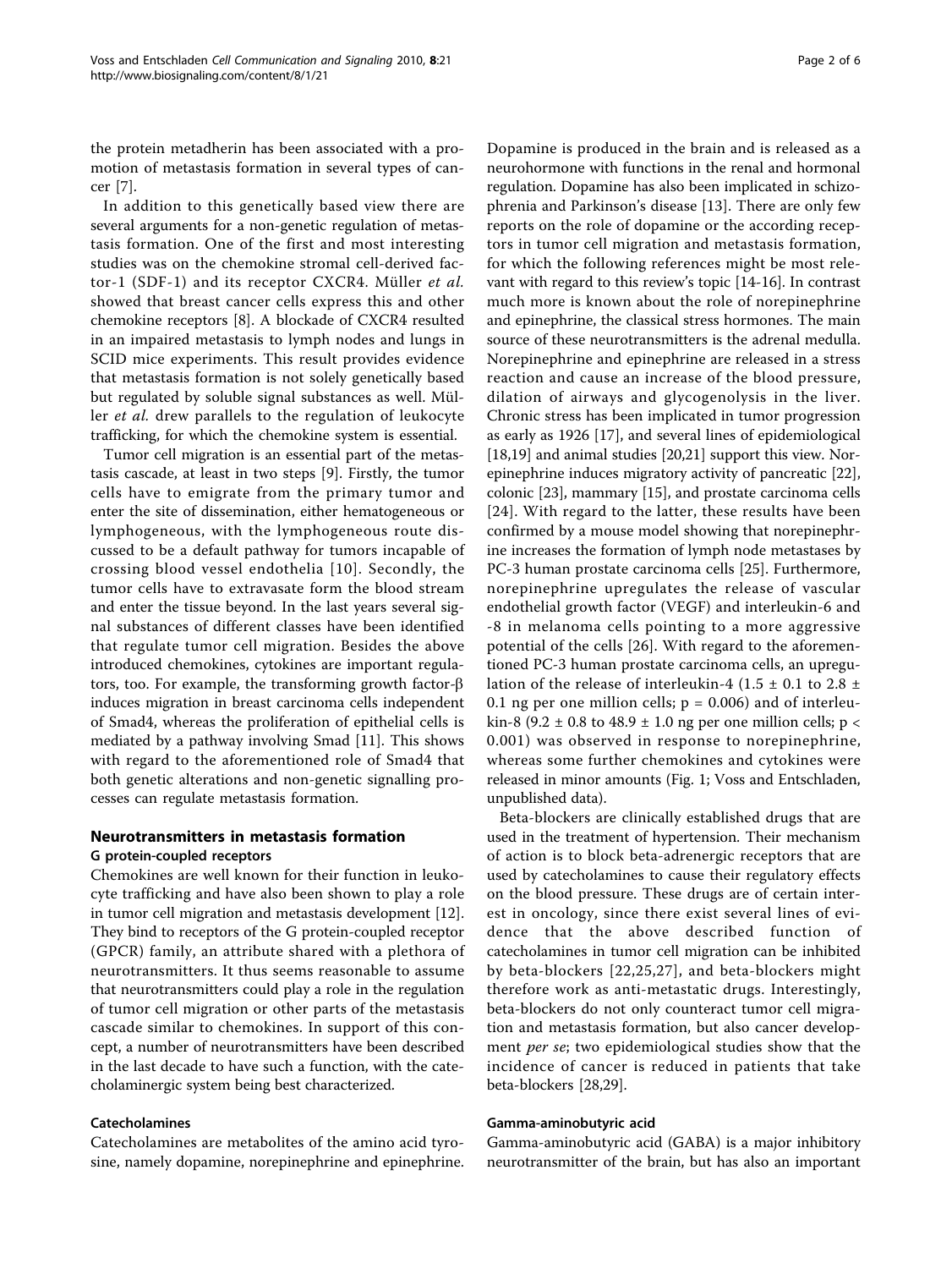the protein metadherin has been associated with a promotion of metastasis formation in several types of cancer [7].

In addition to this genetically based view there are several arguments for a non-genetic regulation of metastasis formation. One of the first and most interesting studies was on the chemokine stromal cell-derived factor-1 (SDF-1) and its receptor CXCR4. Müller *et al.* showed that breast cancer cells express this and other chemokine receptors [8]. A blockade of CXCR4 resulted in an impaired metastasis to lymph nodes and lungs in SCID mice experiments. This result provides evidence that metastasis formation is not solely genetically based but regulated by soluble signal substances as well. Müller *et al.* drew parallels to the regulation of leukocyte trafficking, for which the chemokine system is essential.

Tumor cell migration is an essential part of the metastasis cascade, at least in two steps [9]. Firstly, the tumor cells have to emigrate from the primary tumor and enter the site of dissemination, either hematogeneous or lymphogeneous, with the lymphogeneous route discussed to be a default pathway for tumors incapable of crossing blood vessel endothelia [10]. Secondly, the tumor cells have to extravasate form the blood stream and enter the tissue beyond. In the last years several signal substances of different classes have been identified that regulate tumor cell migration. Besides the above introduced chemokines, cytokines are important regulators, too. For example, the transforming growth factor-β induces migration in breast carcinoma cells independent of Smad4, whereas the proliferation of epithelial cells is mediated by a pathway involving Smad [11]. This shows with regard to the aforementioned role of Smad4 that both genetic alterations and non-genetic signalling processes can regulate metastasis formation.

## Neurotransmitters in metastasis formation

### G protein-coupled receptors

Chemokines are well known for their function in leukocyte trafficking and have also been shown to play a role in tumor cell migration and metastasis development [12]. They bind to receptors of the G protein-coupled receptor (GPCR) family, an attribute shared with a plethora of neurotransmitters. It thus seems reasonable to assume that neurotransmitters could play a role in the regulation of tumor cell migration or other parts of the metastasis cascade similar to chemokines. In support of this concept, a number of neurotransmitters have been described in the last decade to have such a function, with the catecholaminergic system being best characterized.

### Catecholamines

Catecholamines are metabolites of the amino acid tyrosine, namely dopamine, norepinephrine and epinephrine. Dopamine is produced in the brain and is released as a neurohormone with functions in the renal and hormonal regulation. Dopamine has also been implicated in schizophrenia and Parkinson's disease [13]. There are only few reports on the role of dopamine or the according receptors in tumor cell migration and metastasis formation, for which the following references might be most relevant with regard to this review's topic [14-16]. In contrast much more is known about the role of norepinephrine and epinephrine, the classical stress hormones. The main source of these neurotransmitters is the adrenal medulla. Norepinephrine and epinephrine are released in a stress reaction and cause an increase of the blood pressure, dilation of airways and glycogenolysis in the liver. Chronic stress has been implicated in tumor progression as early as 1926 [17], and several lines of epidemiological [18,19] and animal studies [20,21] support this view. Norepinephrine induces migratory activity of pancreatic [22], colonic [23], mammary [15], and prostate carcinoma cells [24]. With regard to the latter, these results have been confirmed by a mouse model showing that norepinephrine increases the formation of lymph node metastases by PC-3 human prostate carcinoma cells [25]. Furthermore, norepinephrine upregulates the release of vascular endothelial growth factor (VEGF) and interleukin-6 and -8 in melanoma cells pointing to a more aggressive potential of the cells [26]. With regard to the aforementioned PC-3 human prostate carcinoma cells, an upregulation of the release of interleukin-4 ($1.5 \pm 0.1$ to $2.8 \pm 0.1$ ng per one million cells; $p = 0.006$) and of interleukin-8 ($9.2 \pm 0.8$ to $48.9 \pm 1.0$ ng per one million cells; $p < 0.001$) was observed in response to norepinephrine, whereas some further chemokines and cytokines were released in minor amounts (Fig. 1; Voss and Entschladen, unpublished data).

Beta-blockers are clinically established drugs that are used in the treatment of hypertension. Their mechanism of action is to block beta-adrenergic receptors that are used by catecholamines to cause their regulatory effects on the blood pressure. These drugs are of certain interest in oncology, since there exist several lines of evidence that the above described function of catecholamines in tumor cell migration can be inhibited by beta-blockers [22,25,27], and beta-blockers might therefore work as anti-metastatic drugs. Interestingly, beta-blockers do not only counteract tumor cell migration and metastasis formation, but also cancer development *per se*; two epidemiological studies show that the incidence of cancer is reduced in patients that take beta-blockers [28,29].

### Gamma-aminobutyric acid

Gamma-aminobutyric acid (GABA) is a major inhibitory neurotransmitter of the brain, but has also an important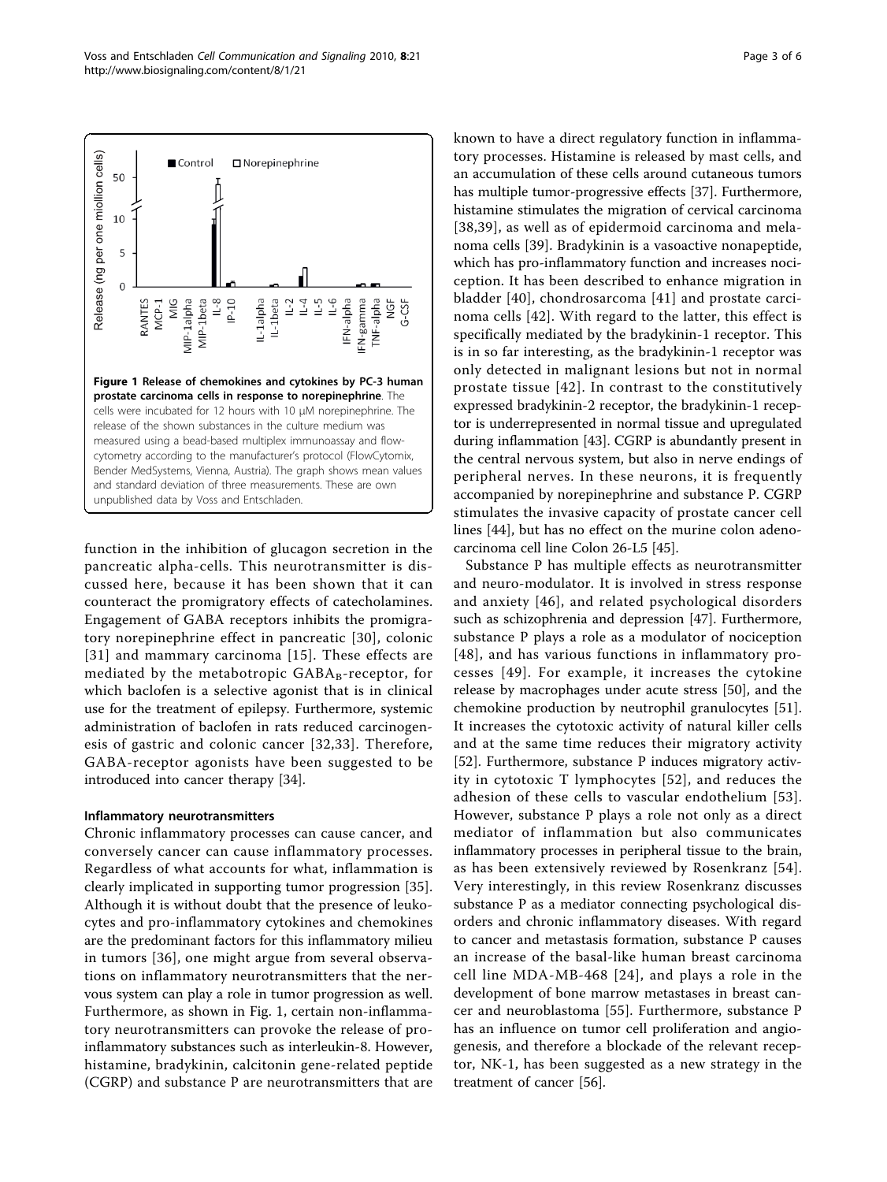**Figure 1 Release of chemokines and cytokines by PC-3 human prostate carcinoma cells in response to norepinephrine**. The cells were incubated for 12 hours with 10 µM norepinephrine. The release of the shown substances in the culture medium was measured using a bead-based multiplex immunoassay and flow-cytometry according to the manufacturer's protocol (FlowCytomix, Bender MedSystems, Vienna, Austria). The graph shows mean values and standard deviation of three measurements. These are own unpublished data by Voss and Entschladen.

function in the inhibition of glucagon secretion in the pancreatic alpha-cells. This neurotransmitter is discussed here, because it has been shown that it can counteract the promigratory effects of catecholamines. Engagement of GABA receptors inhibits the promigratory norepinephrine effect in pancreatic [30], colonic [31] and mammary carcinoma [15]. These effects are mediated by the metabotropic $GABA_B$-receptor, for which baclofen is a selective agonist that is in clinical use for the treatment of epilepsy. Furthermore, systemic administration of baclofen in rats reduced carcinogenesis of gastric and colonic cancer [32,33]. Therefore, GABA-receptor agonists have been suggested to be introduced into cancer therapy [34].

#### Inflammatory neurotransmitters

Chronic inflammatory processes can cause cancer, and conversely cancer can cause inflammatory processes. Regardless of what accounts for what, inflammation is clearly implicated in supporting tumor progression [35]. Although it is without doubt that the presence of leukocytes and pro-inflammatory cytokines and chemokines are the predominant factors for this inflammatory milieu in tumors [36], one might argue from several observations on inflammatory neurotransmitters that the nervous system can play a role in tumor progression as well. Furthermore, as shown in Fig. 1, certain non-inflammatory neurotransmitters can provoke the release of pro-inflammatory substances such as interleukin-8. However, histamine, bradykinin, calcitonin gene-related peptide (CGRP) and substance P are neurotransmitters that are known to have a direct regulatory function in inflammatory processes. Histamine is released by mast cells, and an accumulation of these cells around cutaneous tumors has multiple tumor-progressive effects [37]. Furthermore, histamine stimulates the migration of cervical carcinoma [38,39], as well as of epidermoid carcinoma and melanoma cells [39]. Bradykinin is a vasoactive nonapeptide, which has pro-inflammatory function and increases nociception. It has been described to enhance migration in bladder [40], chondrosarcoma [41] and prostate carcinoma cells [42]. With regard to the latter, this effect is specifically mediated by the bradykinin-1 receptor. This is in so far interesting, as the bradykinin-1 receptor was only detected in malignant lesions but not in normal prostate tissue [42]. In contrast to the constitutively expressed bradykinin-2 receptor, the bradykinin-1 receptor is underrepresented in normal tissue and upregulated during inflammation [43]. CGRP is abundantly present in the central nervous system, but also in nerve endings of peripheral nerves. In these neurons, it is frequently accompanied by norepinephrine and substance P. CGRP stimulates the invasive capacity of prostate cancer cell lines [44], but has no effect on the murine colon adenocarcinoma cell line Colon 26-L5 [45].

Substance P has multiple effects as neurotransmitter and neuro-modulator. It is involved in stress response and anxiety [46], and related psychological disorders such as schizophrenia and depression [47]. Furthermore, substance P plays a role as a modulator of nociception [48], and has various functions in inflammatory processes [49]. For example, it increases the cytokine release by macrophages under acute stress [50], and the chemokine production by neutrophil granulocytes [51]. It increases the cytotoxic activity of natural killer cells and at the same time reduces their migratory activity [52]. Furthermore, substance P induces migratory activity in cytotoxic T lymphocytes [52], and reduces the adhesion of these cells to vascular endothelium [53]. However, substance P plays a role not only as a direct mediator of inflammation but also communicates inflammatory processes in peripheral tissue to the brain, as has been extensively reviewed by Rosenkranz [54]. Very interestingly, in this review Rosenkranz discusses substance P as a mediator connecting psychological disorders and chronic inflammatory diseases. With regard to cancer and metastasis formation, substance P causes an increase of the basal-like human breast carcinoma cell line MDA-MB-468 [24], and plays a role in the development of bone marrow metastases in breast cancer and neuroblastoma [55]. Furthermore, substance P has an influence on tumor cell proliferation and angiogenesis, and therefore a blockade of the relevant receptor, NK-1, has been suggested as a new strategy in the treatment of cancer [56].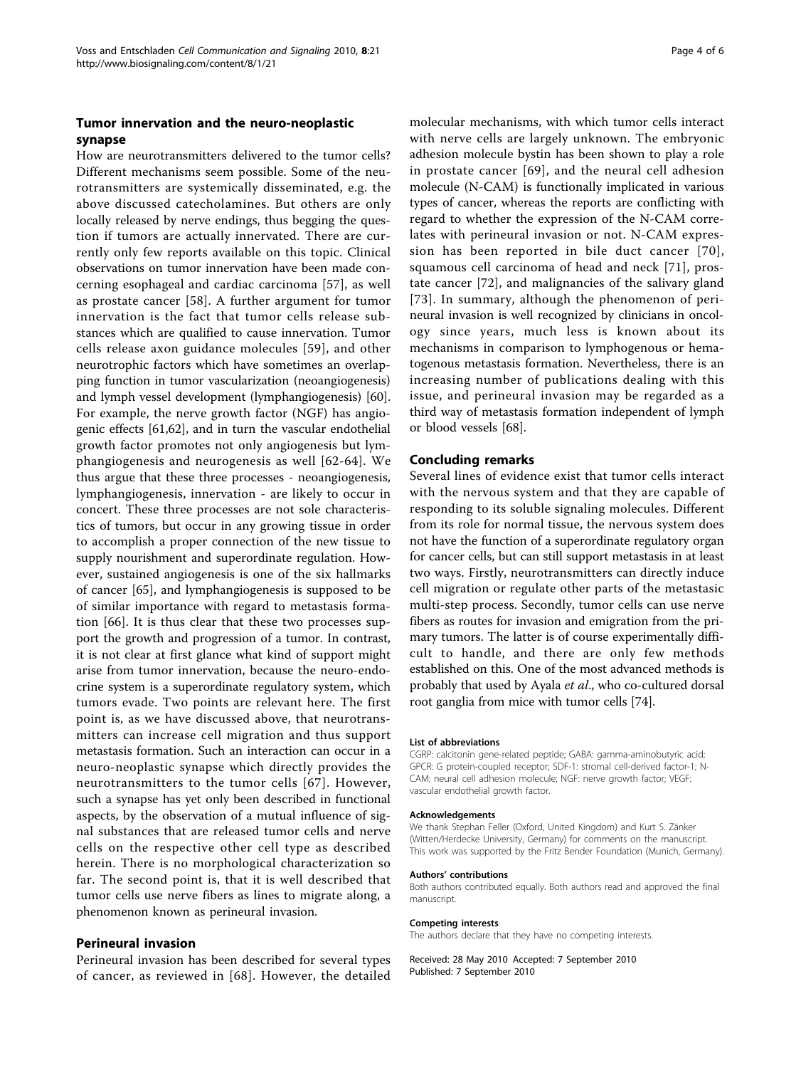## Tumor innervation and the neuro-neoplastic synapse

How are neurotransmitters delivered to the tumor cells? Different mechanisms seem possible. Some of the neurotransmitters are systemically disseminated, e.g. the above discussed catecholamines. But others are only locally released by nerve endings, thus begging the question if tumors are actually innervated. There are currently only few reports available on this topic. Clinical observations on tumor innervation have been made concerning esophageal and cardiac carcinoma [57], as well as prostate cancer [58]. A further argument for tumor innervation is the fact that tumor cells release substances which are qualified to cause innervation. Tumor cells release axon guidance molecules [59], and other neurotrophic factors which have sometimes an overlapping function in tumor vascularization (neoangiogenesis) and lymph vessel development (lymphangiogenesis) [60]. For example, the nerve growth factor (NGF) has angiogenic effects [61,62], and in turn the vascular endothelial growth factor promotes not only angiogenesis but lymphangiogenesis and neurogenesis as well [62-64]. We thus argue that these three processes - neoangiogenesis, lymphangiogenesis, innervation - are likely to occur in concert. These three processes are not sole characteristics of tumors, but occur in any growing tissue in order to accomplish a proper connection of the new tissue to supply nourishment and superordinate regulation. However, sustained angiogenesis is one of the six hallmarks of cancer [65], and lymphangiogenesis is supposed to be of similar importance with regard to metastasis formation [66]. It is thus clear that these two processes support the growth and progression of a tumor. In contrast, it is not clear at first glance what kind of support might arise from tumor innervation, because the neuro-endocrine system is a superordinate regulatory system, which tumors evade. Two points are relevant here. The first point is, as we have discussed above, that neurotransmitters can increase cell migration and thus support metastasis formation. Such an interaction can occur in a neuro-neoplastic synapse which directly provides the neurotransmitters to the tumor cells [67]. However, such a synapse has yet only been described in functional aspects, by the observation of a mutual influence of signal substances that are released tumor cells and nerve cells on the respective other cell type as described herein. There is no morphological characterization so far. The second point is, that it is well described that tumor cells use nerve fibers as lines to migrate along, a phenomenon known as perineural invasion.

## Perineural invasion

Perineural invasion has been described for several types of cancer, as reviewed in [68]. However, the detailed molecular mechanisms, with which tumor cells interact with nerve cells are largely unknown. The embryonic adhesion molecule bystin has been shown to play a role in prostate cancer [69], and the neural cell adhesion molecule (N-CAM) is functionally implicated in various types of cancer, whereas the reports are conflicting with regard to whether the expression of the N-CAM correlates with perineural invasion or not. N-CAM expression has been reported in bile duct cancer [70], squamous cell carcinoma of head and neck [71], prostate cancer [72], and malignancies of the salivary gland [73]. In summary, although the phenomenon of perineural invasion is well recognized by clinicians in oncology since years, much less is known about its mechanisms in comparison to lymphogenous or hematogenous metastasis formation. Nevertheless, there is an increasing number of publications dealing with this issue, and perineural invasion may be regarded as a third way of metastasis formation independent of lymph or blood vessels [68].

## Concluding remarks

Several lines of evidence exist that tumor cells interact with the nervous system and that they are capable of responding to its soluble signaling molecules. Different from its role for normal tissue, the nervous system does not have the function of a superordinate regulatory organ for cancer cells, but can still support metastasis in at least two ways. Firstly, neurotransmitters can directly induce cell migration or regulate other parts of the metastasic multi-step process. Secondly, tumor cells can use nerve fibers as routes for invasion and emigration from the primary tumors. The latter is of course experimentally difficult to handle, and there are only few methods established on this. One of the most advanced methods is probably that used by Ayala *et al*., who co-cultured dorsal root ganglia from mice with tumor cells [74].

#### List of abbreviations

CGRP: calcitonin gene-related peptide; GABA: gamma-aminobutyric acid; GPCR: G protein-coupled receptor; SDF-1: stromal cell-derived factor-1; N-CAM: neural cell adhesion molecule; NGF: nerve growth factor; VEGF: vascular endothelial growth factor.

#### Acknowledgements

We thank Stephan Feller (Oxford, United Kingdom) and Kurt S. Zänker (Witten/Herdecke University, Germany) for comments on the manuscript. This work was supported by the Fritz Bender Foundation (Munich, Germany).

#### Authors' contributions

Both authors contributed equally. Both authors read and approved the final manuscript.

#### Competing interests

The authors declare that they have no competing interests.

Received: 28 May 2010 Accepted: 7 September 2010
Published: 7 September 2010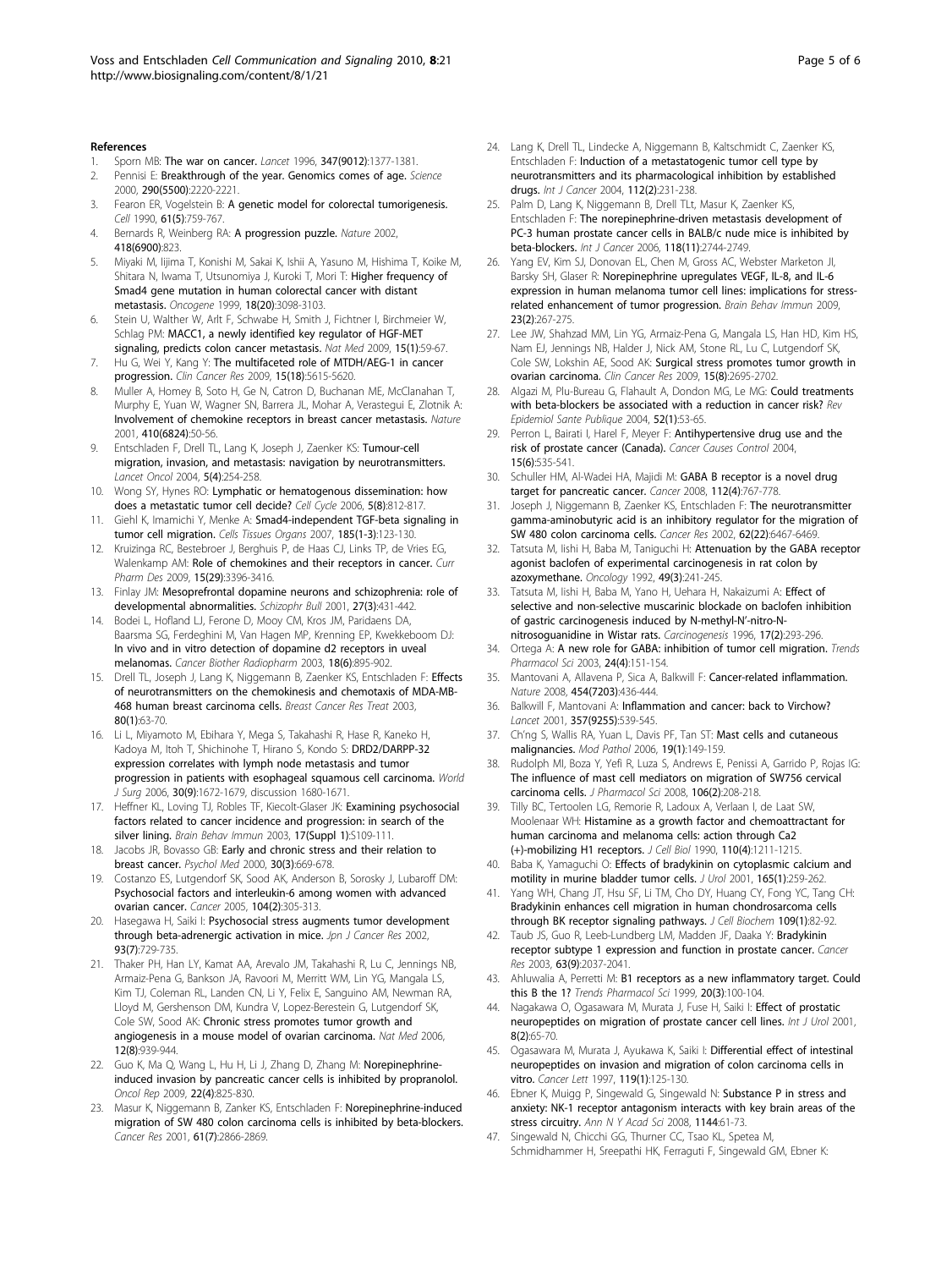## References

1. Sporn MB: **The war on cancer.** *Lancet* 1996, **347(9012)**:1377-1381.
2. Pennisi E: **Breakthrough of the year. Genomics comes of age.** *Science* 2000, **290(5500)**:2220-2221.
3. Fearon ER, Vogelstein B: **A genetic model for colorectal tumorigenesis.** *Cell* 1990, **61(5)**:759-767.
4. Bernards R, Weinberg RA: **A progression puzzle.** *Nature* 2002, **418(6900)**:823.
5. Miyaki M, Iijima T, Konishi M, Sakai K, Ishii A, Yasuno M, Hishima T, Koike M, Shitara N, Iwama T, Utsunomiya J, Kuroki T, Mori T: **Higher frequency of Smad4 gene mutation in human colorectal cancer with distant metastasis.** *Oncogene* 1999, **18(20)**:3098-3103.
6. Stein U, Walther W, Arlt F, Schwabe H, Smith J, Fichtner I, Birchmeier W, Schlag PM: **MACC1, a newly identified key regulator of HGF-MET signaling, predicts colon cancer metastasis.** *Nat Med* 2009, **15(1)**:59-67.
7. Hu G, Wei Y, Kang Y: **The multifaceted role of MTDH/AEG-1 in cancer progression.** *Clin Cancer Res* 2009, **15(18)**:5615-5620.
8. Muller A, Homey B, Soto H, Ge N, Catron D, Buchanan ME, McClanahan T, Murphy E, Yuan W, Wagner SN, Barrera JL, Mohar A, Verastegui E, Zlotnik A: **Involvement of chemokine receptors in breast cancer metastasis.** *Nature* 2001, **410(6824)**:50-56.
9. Entschladen F, Drell TL, Lang K, Joseph J, Zaenker KS: **Tumour-cell migration, invasion, and metastasis: navigation by neurotransmitters.** *Lancet Oncol* 2004, **5(4)**:254-258.
10. Wong SY, Hynes RO: **Lymphatic or hematogenous dissemination: how does a metastatic tumor cell decide?** *Cell Cycle* 2006, **5(8)**:812-817.
11. Giehl K, Imamichi Y, Menke A: **Smad4-independent TGF-beta signaling in tumor cell migration.** *Cells Tissues Organs* 2007, **185(1-3)**:123-130.
12. Kruizinga RC, Bestebroer J, Berghuis P, de Haas CJ, Links TP, de Vries EG, Walenkamp AM: **Role of chemokines and their receptors in cancer.** *Curr Pharm Des* 2009, **15(29)**:3396-3416.
13. Finlay JM: **Mesoprefrontal dopamine neurons and schizophrenia: role of developmental abnormalities.** *Schizophr Bull* 2001, **27(3)**:431-442.
14. Bodei L, Hofland LJ, Ferone D, Mooy CM, Kros JM, Paridaens DA, Baarsma SG, Ferdeghini M, Van Hagen MP, Krenning EP, Kwekkeboom DJ: **In vivo and in vitro detection of dopamine d2 receptors in uveal melanomas.** *Cancer Biother Radiopharm* 2003, **18(6)**:895-902.
15. Drell TL, Joseph J, Lang K, Niggemann B, Zaenker KS, Entschladen F: **Effects of neurotransmitters on the chemokinesis and chemotaxis of MDA-MB-468 human breast carcinoma cells.** *Breast Cancer Res Treat* 2003, **80(1)**:63-70.
16. Li L, Miyamoto M, Ebihara Y, Mega S, Takahashi R, Hase R, Kaneko H, Kadoya M, Itoh T, Shichinohe T, Hirano S, Kondo S: **DRD2/DARPP-32 expression correlates with lymph node metastasis and tumor progression in patients with esophageal squamous cell carcinoma.** *World J Surg* 2006, **30(9)**:1672-1679, discussion 1680-1671.
17. Heffner KL, Loving TJ, Robles TF, Kiecolt-Glaser JK: **Examining psychosocial factors related to cancer incidence and progression: in search of the silver lining.** *Brain Behav Immun* 2003, **17(Suppl 1)**:S109-111.
18. Jacobs JR, Bovasso GB: **Early and chronic stress and their relation to breast cancer.** *Psychol Med* 2000, **30(3)**:669-678.
19. Costanzo ES, Lutgendorf SK, Sood AK, Anderson B, Sorosky J, Lubaroff DM: **Psychosocial factors and interleukin-6 among women with advanced ovarian cancer.** *Cancer* 2005, **104(2)**:305-313.
20. Hasegawa H, Saiki I: **Psychosocial stress augments tumor development through beta-adrenergic activation in mice.** *Jpn J Cancer Res* 2002, **93(7)**:729-735.
21. Thaker PH, Han LY, Kamat AA, Arevalo JM, Takahashi R, Lu C, Jennings NB, Armaiz-Pena G, Bankson JA, Ravoori M, Merritt WM, Lin YG, Mangala LS, Kim TJ, Coleman RL, Landen CN, Li Y, Felix E, Sanguino AM, Newman RA, Lloyd M, Gershenson DM, Kundra V, Lopez-Berestein G, Lutgendorf SK, Cole SW, Sood AK: **Chronic stress promotes tumor growth and angiogenesis in a mouse model of ovarian carcinoma.** *Nat Med* 2006, **12(8)**:939-944.
22. Guo K, Ma Q, Wang L, Hu H, Li J, Zhang D, Zhang M: **Norepinephrine-induced invasion by pancreatic cancer cells is inhibited by propranolol.** *Oncol Rep* 2009, **22(4)**:825-830.
23. Masur K, Niggemann B, Zanker KS, Entschladen F: **Norepinephrine-induced migration of SW 480 colon carcinoma cells is inhibited by beta-blockers.** *Cancer Res* 2001, **61(7)**:2866-2869.
24. Lang K, Drell TL, Lindecke A, Niggemann B, Kaltschmidt C, Zaenker KS, Entschladen F: **Induction of a metastatogenic tumor cell type by neurotransmitters and its pharmacological inhibition by established drugs.** *Int J Cancer* 2004, **112(2)**:231-238.
25. Palm D, Lang K, Niggemann B, Drell TLt, Masur K, Zaenker KS, Entschladen F: **The norepinephrine-driven metastasis development of PC-3 human prostate cancer cells in BALB/c nude mice is inhibited by beta-blockers.** *Int J Cancer* 2006, **118(11)**:2744-2749.
26. Yang EV, Kim SJ, Donovan EL, Chen M, Gross AC, Webster Marketon JI, Barsky SH, Glaser R: **Norepinephrine upregulates VEGF, IL-8, and IL-6 expression in human melanoma tumor cell lines: implications for stress-related enhancement of tumor progression.** *Brain Behav Immun* 2009, **23(2)**:267-275.
27. Lee JW, Shahzad MM, Lin YG, Armaiz-Pena G, Mangala LS, Han HD, Kim HS, Nam EJ, Jennings NB, Halder J, Nick AM, Stone RL, Lu C, Lutgendorf SK, Cole SW, Lokshin AE, Sood AK: **Surgical stress promotes tumor growth in ovarian carcinoma.** *Clin Cancer Res* 2009, **15(8)**:2695-2702.
28. Algazi M, Plu-Bureau G, Flahault A, Dondon MG, Le MG: **Could treatments with beta-blockers be associated with a reduction in cancer risk?** *Rev Epidemiol Sante Publique* 2004, **52(1)**:53-65.
29. Perron L, Bairati I, Harel F, Meyer F: **Antihypertensive drug use and the risk of prostate cancer (Canada).** *Cancer Causes Control* 2004, **15(6)**:535-541.
30. Schuller HM, Al-Wadei HA, Majidi M: **GABA B receptor is a novel drug target for pancreatic cancer.** *Cancer* 2008, **112(4)**:767-778.
31. Joseph J, Niggemann B, Zaenker KS, Entschladen F: **The neurotransmitter gamma-aminobutyric acid is an inhibitory regulator for the migration of SW 480 colon carcinoma cells.** *Cancer Res* 2002, **62(22)**:6467-6469.
32. Tatsuta M, Iishi H, Baba M, Taniguchi H: **Attenuation by the GABA receptor agonist baclofen of experimental carcinogenesis in rat colon by azoxymethane.** *Oncology* 1992, **49(3)**:241-245.
33. Tatsuta M, Iishi H, Baba M, Yano H, Uehara H, Nakaizumi A: **Effect of selective and non-selective muscarinic blockade on baclofen inhibition of gastric carcinogenesis induced by N-methyl-N'-nitro-N-nitrosoguanidine in Wistar rats.** *Carcinogenesis* 1996, **17(2)**:293-296.
34. Ortega A: **A new role for GABA: inhibition of tumor cell migration.** *Trends Pharmacol Sci* 2003, **24(4)**:151-154.
35. Mantovani A, Allavena P, Sica A, Balkwill F: **Cancer-related inflammation.** *Nature* 2008, **454(7203)**:436-444.
36. Balkwill F, Mantovani A: **Inflammation and cancer: back to Virchow?** *Lancet* 2001, **357(9255)**:539-545.
37. Ch'ng S, Wallis RA, Yuan L, Davis PF, Tan ST: **Mast cells and cutaneous malignancies.** *Mod Pathol* 2006, **19(1)**:149-159.
38. Rudolph MI, Boza Y, Yefi R, Luza S, Andrews E, Penissi A, Garrido P, Rojas IG: **The influence of mast cell mediators on migration of SW756 cervical carcinoma cells.** *J Pharmacol Sci* 2008, **106(2)**:208-218.
39. Tilly BC, Tertoolen LG, Remorie R, Ladoux A, Verlaan I, de Laat SW, Moolenaar WH: **Histamine as a growth factor and chemoattractant for human carcinoma and melanoma cells: action through Ca2 (+)-mobilizing H1 receptors.** *J Cell Biol* 1990, **110(4)**:1211-1215.
40. Baba K, Yamaguchi O: **Effects of bradykinin on cytoplasmic calcium and motility in murine bladder tumor cells.** *J Urol* 2001, **165(1)**:259-262.
41. Yang WH, Chang JT, Hsu SF, Li TM, Cho DY, Huang CY, Fong YC, Tang CH: **Bradykinin enhances cell migration in human chondrosarcoma cells through BK receptor signaling pathways.** *J Cell Biochem* 2010, **109(1)**:82-92.
42. Taub JS, Guo R, Leeb-Lundberg LM, Madden JF, Daaka Y: **Bradykinin receptor subtype 1 expression and function in prostate cancer.** *Cancer Res* 2003, **63(9)**:2037-2041.
43. Ahluwalia A, Perretti M: **B1 receptors as a new inflammatory target. Could this B the 1?** *Trends Pharmacol Sci* 1999, **20(3)**:100-104.
44. Nagakawa O, Ogasawara M, Murata J, Fuse H, Saiki I: **Effect of prostatic neuropeptides on migration of prostate cancer cell lines.** *Int J Urol* 2001, **8(2)**:65-70.
45. Ogasawara M, Murata J, Ayukawa K, Saiki I: **Differential effect of intestinal neuropeptides on invasion and migration of colon carcinoma cells in vitro.** *Cancer Lett* 1997, **119(1)**:125-130.
46. Ebner K, Muigg P, Singewald G, Singewald N: **Substance P in stress and anxiety: NK-1 receptor antagonism interacts with key brain areas of the stress circuitry.** *Ann N Y Acad Sci* 2008, **1144**:61-73.
47. Singewald N, Chicchi GG, Thurner CC, Tsao KL, Spetea M, Schmidhammer H, Sreepathi HK, Ferraguti F, Singewald GM, Ebner K: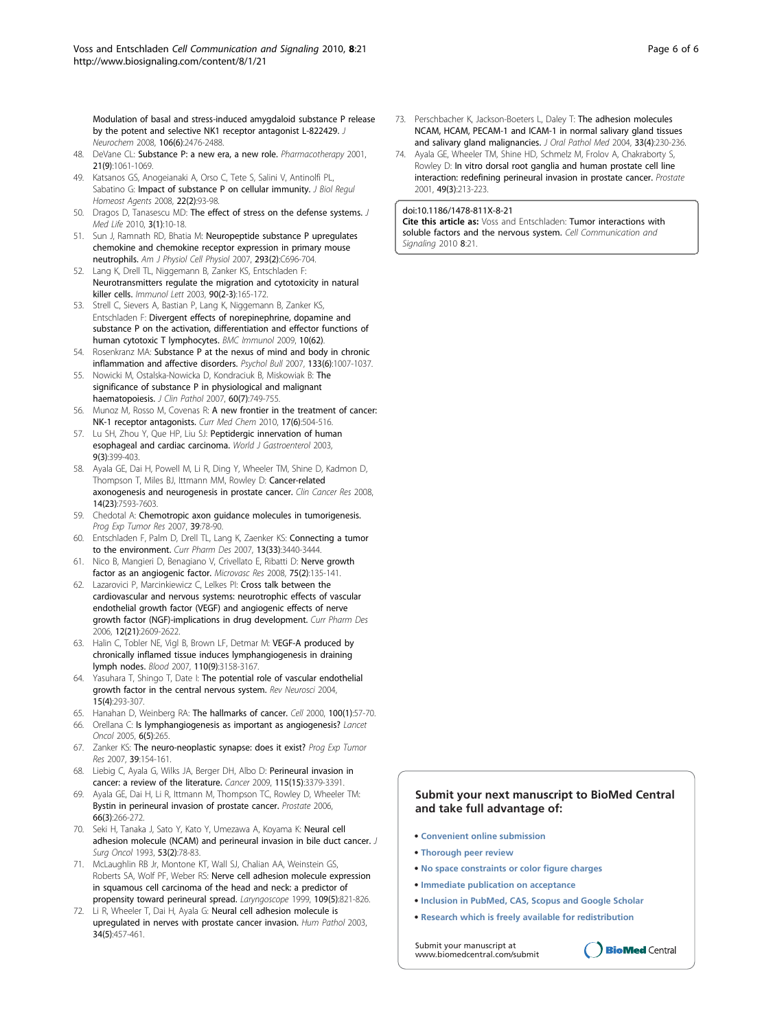Modulation of basal and stress-induced amygdaloid substance P release by the potent and selective NK1 receptor antagonist L-822429. *J Neurochem* 2008, **106(6)**:2476-2488.

48. DeVane CL: **Substance P: a new era, a new role.** *Pharmacotherapy* 2001, **21(9)**:1061-1069.
49. Katsanos GS, Anogeianaki A, Orso C, Tete S, Salini V, Antinolfi PL, Sabatino G: **Impact of substance P on cellular immunity.** *J Biol Regul Homeost Agents* 2008, **22(2)**:93-98.
50. Dragos D, Tanasescu MD: **The effect of stress on the defense systems.** *J Med Life* 2010, **3(1)**:10-18.
51. Sun J, Ramnath RD, Bhatia M: **Neuropeptide substance P upregulates chemokine and chemokine receptor expression in primary mouse neutrophils.** *Am J Physiol Cell Physiol* 2007, **293(2)**:C696-704.
52. Lang K, Drell TL, Niggemann B, Zanker KS, Entschladen F: **Neurotransmitters regulate the migration and cytotoxicity in natural killer cells.** *Immunol Lett* 2003, **90(2-3)**:165-172.
53. Strell C, Sievers A, Bastian P, Lang K, Niggemann B, Zanker KS, Entschladen F: **Divergent effects of norepinephrine, dopamine and substance P on the activation, differentiation and effector functions of human cytotoxic T lymphocytes.** *BMC Immunol* 2009, **10(62)**.
54. Rosenkranz MA: **Substance P at the nexus of mind and body in chronic inflammation and affective disorders.** *Psychol Bull* 2007, **133(6)**:1007-1037.
55. Nowicki M, Ostalska-Nowicka D, Kondraciuk B, Miskowiak B: **The significance of substance P in physiological and malignant haematopoiesis.** *J Clin Pathol* 2007, **60(7)**:749-755.
56. Munoz M, Rosso M, Covenas R: **A new frontier in the treatment of cancer: NK-1 receptor antagonists.** *Curr Med Chem* 2010, **17(6)**:504-516.
57. Lu SH, Zhou Y, Que HP, Liu SJ: **Peptidergic innervation of human esophageal and cardiac carcinoma.** *World J Gastroenterol* 2003, **9(3)**:399-403.
58. Ayala GE, Dai H, Powell M, Li R, Ding Y, Wheeler TM, Shine D, Kadmon D, Thompson T, Miles BJ, Ittmann MM, Rowley D: **Cancer-related axonogenesis and neurogenesis in prostate cancer.** *Clin Cancer Res* 2008, **14(23)**:7593-7603.
59. Chedotal A: **Chemotropic axon guidance molecules in tumorigenesis.** *Prog Exp Tumor Res* 2007, **39**:78-90.
60. Entschladen F, Palm D, Drell TL, Lang K, Zaenker KS: **Connecting a tumor to the environment.** *Curr Pharm Des* 2007, **13(33)**:3440-3444.
61. Nico B, Mangieri D, Benagiano V, Crivellato E, Ribatti D: **Nerve growth factor as an angiogenic factor.** *Microvasc Res* 2008, **75(2)**:135-141.
62. Lazarovici P, Marcinkiewicz C, Lelkes PI: **Cross talk between the cardiovascular and nervous systems: neurotrophic effects of vascular endothelial growth factor (VEGF) and angiogenic effects of nerve growth factor (NGF)-implications in drug development.** *Curr Pharm Des* 2006, **12(21)**:2609-2622.
63. Halin C, Tobler NE, Vigl B, Brown LF, Detmar M: **VEGF-A produced by chronically inflamed tissue induces lymphangiogenesis in draining lymph nodes.** *Blood* 2007, **110(9)**:3158-3167.
64. Yasuhara T, Shingo T, Date I: **The potential role of vascular endothelial growth factor in the central nervous system.** *Rev Neurosci* 2004, **15(4)**:293-307.
65. Hanahan D, Weinberg RA: **The hallmarks of cancer.** *Cell* 2000, **100(1)**:57-70.
66. Orellana C: **Is lymphangiogenesis as important as angiogenesis?** *Lancet Oncol* 2005, **6(5)**:265.
67. Zanker KS: **The neuro-neoplastic synapse: does it exist?** *Prog Exp Tumor Res* 2007, **39**:154-161.
68. Liebig C, Ayala G, Wilks JA, Berger DH, Albo D: **Perineural invasion in cancer: a review of the literature.** *Cancer* 2009, **115(15)**:3379-3391.
69. Ayala GE, Dai H, Li R, Ittmann M, Thompson TC, Rowley D, Wheeler TM: **Bystin in perineural invasion of prostate cancer.** *Prostate* 2006, **66(3)**:266-272.
70. Seki H, Tanaka J, Sato Y, Kato Y, Umezawa A, Koyama K: **Neural cell adhesion molecule (NCAM) and perineural invasion in bile duct cancer.** *J Surg Oncol* 1993, **53(2)**:78-83.
71. McLaughlin RB Jr, Montone KT, Wall SJ, Chalian AA, Weinstein GS, Roberts SA, Wolf PF, Weber RS: **Nerve cell adhesion molecule expression in squamous cell carcinoma of the head and neck: a predictor of propensity toward perineural spread.** *Laryngoscope* 1999, **109(5)**:821-826.
72. Li R, Wheeler T, Dai H, Ayala G: **Neural cell adhesion molecule is upregulated in nerves with prostate cancer invasion.** *Hum Pathol* 2003, **34(5)**:457-461.
73. Perschbacher K, Jackson-Boeters L, Daley T: **The adhesion molecules NCAM, HCAM, PECAM-1 and ICAM-1 in normal salivary gland tissues and salivary gland malignancies.** *J Oral Pathol Med* 2004, **33(4)**:230-236.
74. Ayala GE, Wheeler TM, Shine HD, Schmelz M, Frolov A, Chakraborty S, Rowley D: **In vitro dorsal root ganglia and human prostate cell line interaction: redefining perineural invasion in prostate cancer.** *Prostate* 2001, **49(3)**:213-223.

doi:10.1186/1478-811X-8-21
**Cite this article as:** Voss and Entschladen: Tumor interactions with soluble factors and the nervous system. *Cell Communication and Signaling* 2010 **8**:21.

**Submit your next manuscript to BioMed Central and take full advantage of:**

- **Convenient online submission**
- **Thorough peer review**
- **No space constraints or color figure charges**
- **Immediate publication on acceptance**
- **Inclusion in PubMed, CAS, Scopus and Google Scholar**
- **Research which is freely available for redistribution**

Submit your manuscript at
www.biomedcentral.com/submit

BioMed Central